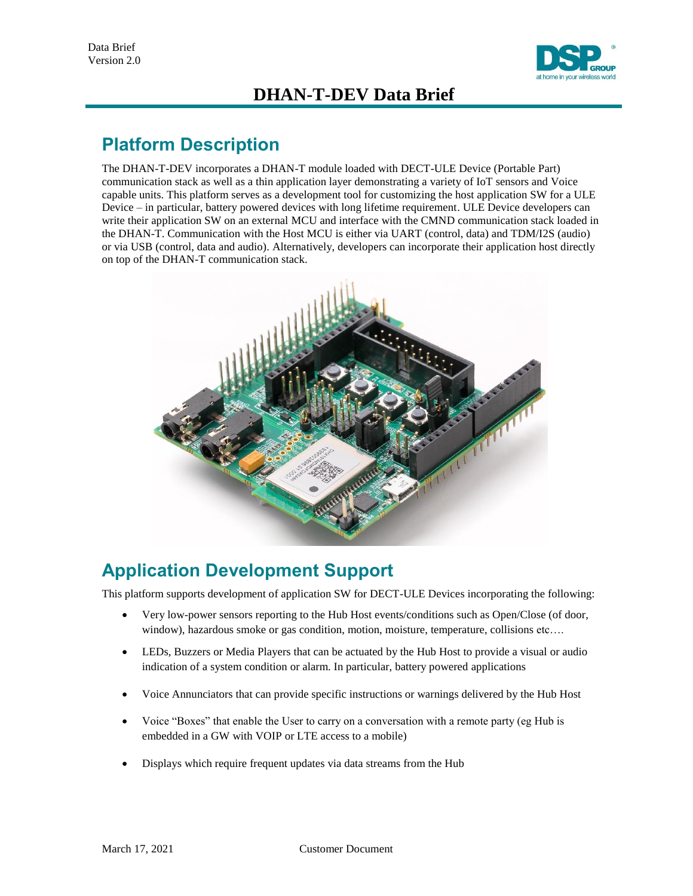Data Brief
Version 2.0

# DHAN-T-DEV Data Brief

## Platform Description

The DHAN-T-DEV incorporates a DHAN-T module loaded with DECT-ULE Device (Portable Part) communication stack as well as a thin application layer demonstrating a variety of IoT sensors and Voice capable units. This platform serves as a development tool for customizing the host application SW for a ULE Device – in particular, battery powered devices with long lifetime requirement. ULE Device developers can write their application SW on an external MCU and interface with the CMND communication stack loaded in the DHAN-T. Communication with the Host MCU is either via UART (control, data) and TDM/I2S (audio) or via USB (control, data and audio). Alternatively, developers can incorporate their application host directly on top of the DHAN-T communication stack.

## Application Development Support

This platform supports development of application SW for DECT-ULE Devices incorporating the following:

- Very low-power sensors reporting to the Hub Host events/conditions such as Open/Close (of door, window), hazardous smoke or gas condition, motion, moisture, temperature, collisions etc….
- LEDs, Buzzers or Media Players that can be actuated by the Hub Host to provide a visual or audio indication of a system condition or alarm. In particular, battery powered applications
- Voice Annunciators that can provide specific instructions or warnings delivered by the Hub Host
- Voice "Boxes" that enable the User to carry on a conversation with a remote party (eg Hub is embedded in a GW with VOIP or LTE access to a mobile)
- Displays which require frequent updates via data streams from the Hub

March 17, 2021 Customer Document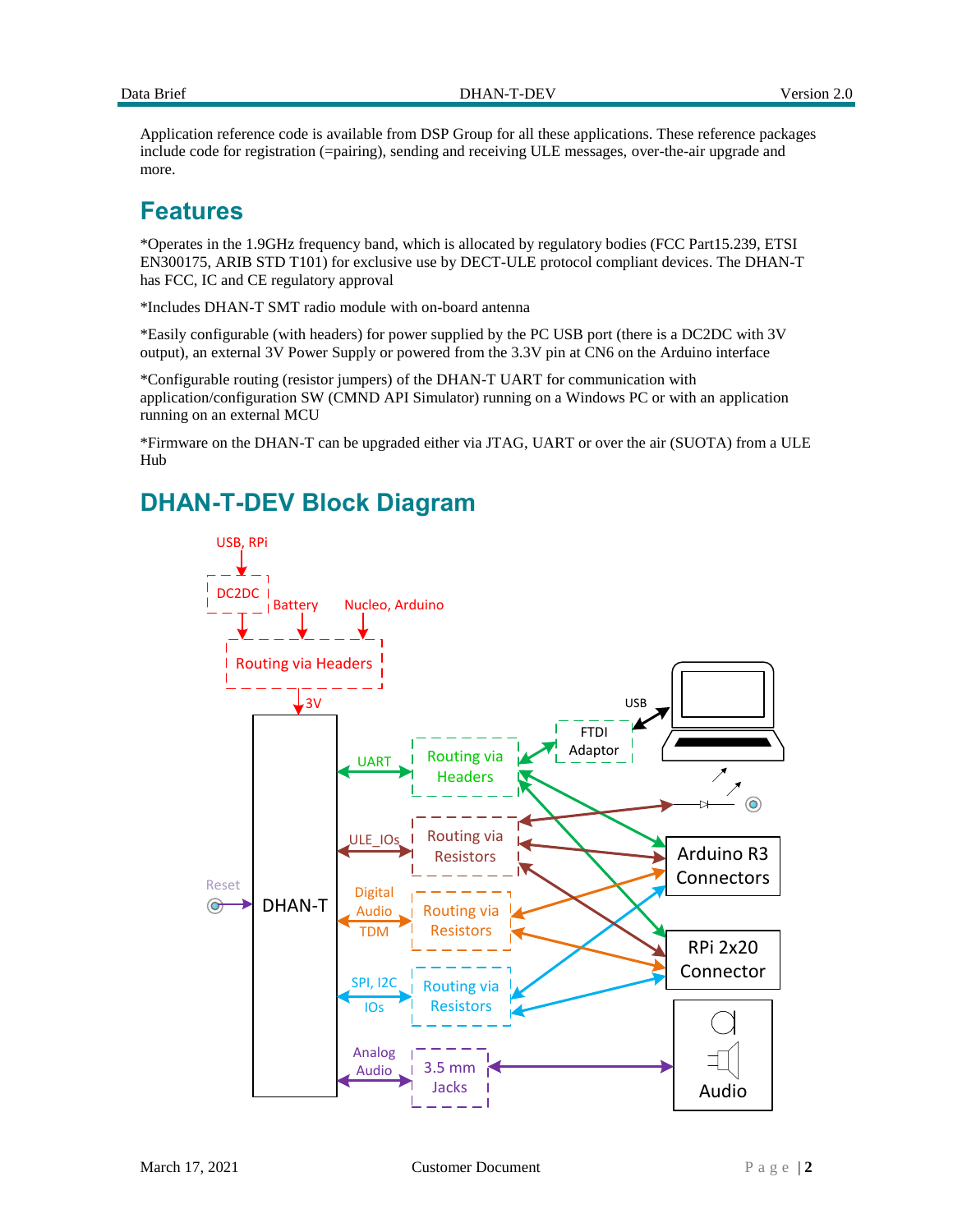Application reference code is available from DSP Group for all these applications. These reference packages include code for registration (=pairing), sending and receiving ULE messages, over-the-air upgrade and more.

## Features

*Operates in the 1.9GHz frequency band, which is allocated by regulatory bodies (FCC Part15.239, ETSI EN300175, ARIB STD T101) for exclusive use by DECT-ULE protocol compliant devices. The DHAN-T has FCC, IC and CE regulatory approval

*Includes DHAN-T SMT radio module with on-board antenna

*Easily configurable (with headers) for power supplied by the PC USB port (there is a DC2DC with 3V output), an external 3V Power Supply or powered from the 3.3V pin at CN6 on the Arduino interface

*Configurable routing (resistor jumpers) of the DHAN-T UART for communication with application/configuration SW (CMND API Simulator) running on a Windows PC or with an application running on an external MCU

*Firmware on the DHAN-T can be upgraded either via JTAG, UART or over the air (SUOTA) from a ULE Hub

## DHAN-T-DEV Block Diagram

USB, RPi

DC2DC

Battery

Nucleo, Arduino

Routing via Headers

3V

DHAN-T

Reset

UART

Routing via Headers

FTDI Adaptor

USB

ULE_IOs

Routing via Resistors

Digital Audio TDM

Routing via Resistors

SPI, I2C IOs

Routing via Resistors

Analog Audio

3.5 mm Jacks

Arduino R3 Connectors

RPi 2x20 Connector

Audio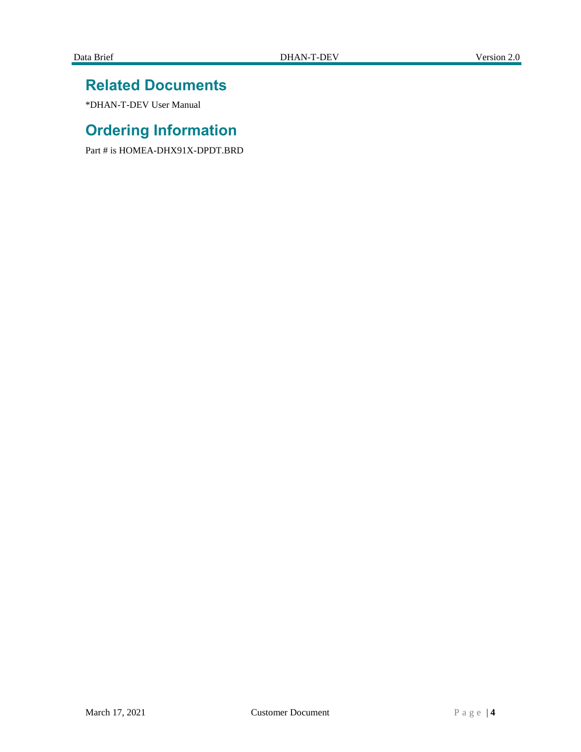## Related Documents

*DHAN-T-DEV User Manual

## Ordering Information

Part # is HOMEA-DHX91X-DPDT.BRD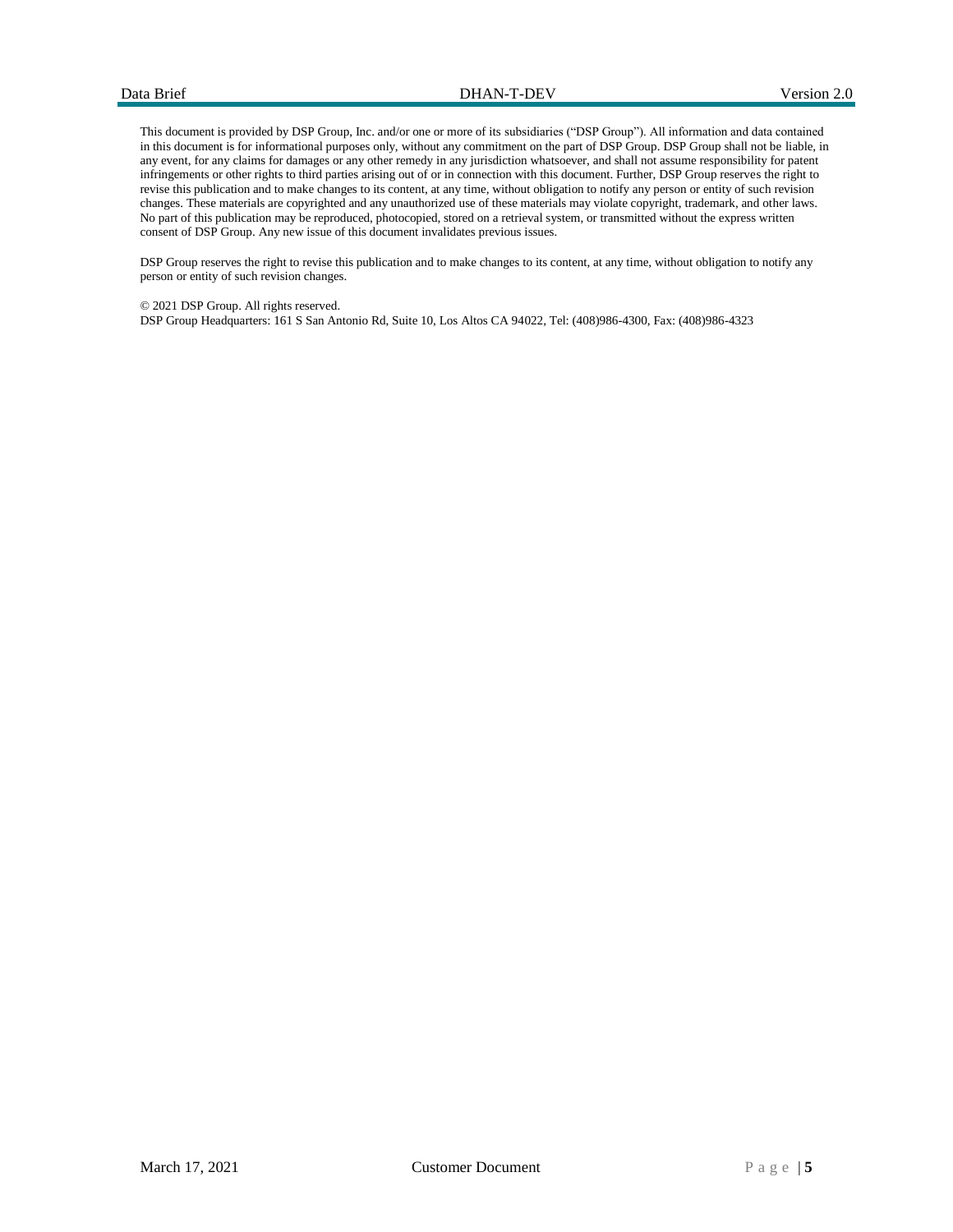This document is provided by DSP Group, Inc. and/or one or more of its subsidiaries ("DSP Group"). All information and data contained in this document is for informational purposes only, without any commitment on the part of DSP Group. DSP Group shall not be liable, in any event, for any claims for damages or any other remedy in any jurisdiction whatsoever, and shall not assume responsibility for patent infringements or other rights to third parties arising out of or in connection with this document. Further, DSP Group reserves the right to revise this publication and to make changes to its content, at any time, without obligation to notify any person or entity of such revision changes. These materials are copyrighted and any unauthorized use of these materials may violate copyright, trademark, and other laws. No part of this publication may be reproduced, photocopied, stored on a retrieval system, or transmitted without the express written consent of DSP Group. Any new issue of this document invalidates previous issues.

DSP Group reserves the right to revise this publication and to make changes to its content, at any time, without obligation to notify any person or entity of such revision changes.

© 2021 DSP Group. All rights reserved.
DSP Group Headquarters: 161 S San Antonio Rd, Suite 10, Los Altos CA 94022, Tel: (408)986-4300, Fax: (408)986-4323